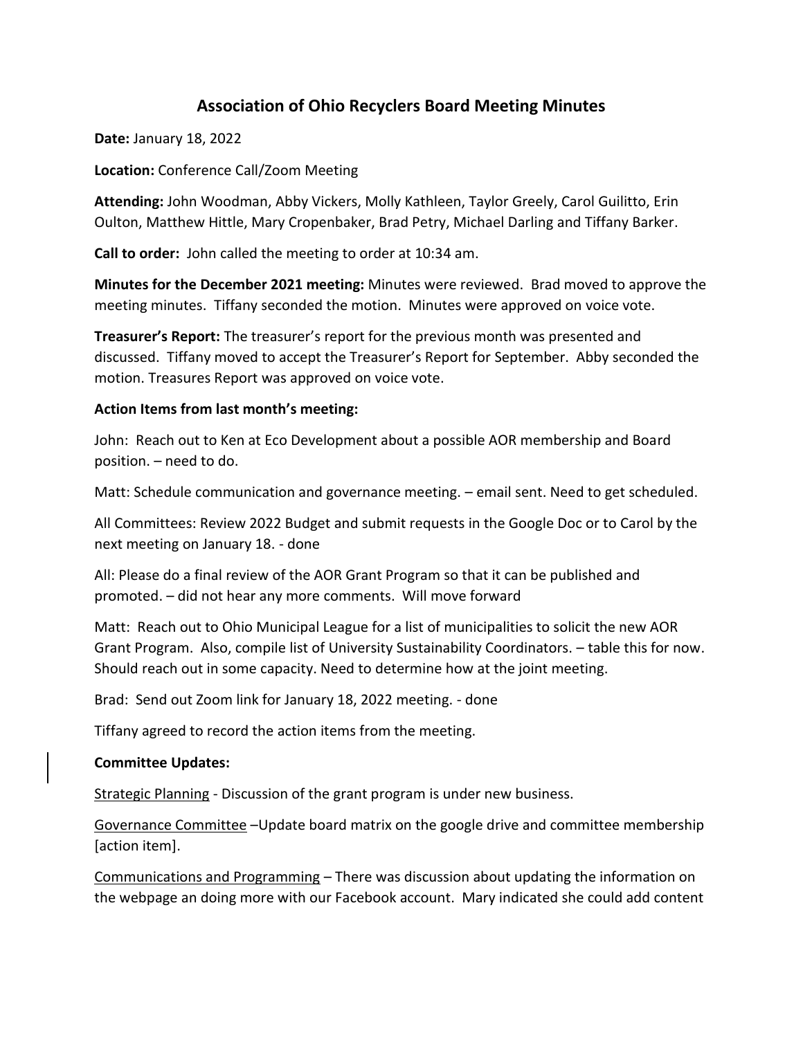# Association of Ohio Recyclers Board Meeting Minutes

**Date:** January 18, 2022

**Location:** Conference Call/Zoom Meeting

**Attending:** John Woodman, Abby Vickers, Molly Kathleen, Taylor Greely, Carol Guilitto, Erin Oulton, Matthew Hittle, Mary Cropenbaker, Brad Petry, Michael Darling and Tiffany Barker.

**Call to order:** John called the meeting to order at 10:34 am.

**Minutes for the December 2021 meeting:** Minutes were reviewed. Brad moved to approve the meeting minutes. Tiffany seconded the motion. Minutes were approved on voice vote.

**Treasurer's Report:** The treasurer's report for the previous month was presented and discussed. Tiffany moved to accept the Treasurer's Report for September. Abby seconded the motion. Treasures Report was approved on voice vote.

**Action Items from last month's meeting:**

John: Reach out to Ken at Eco Development about a possible AOR membership and Board position. – need to do.

Matt: Schedule communication and governance meeting. – email sent. Need to get scheduled.

All Committees: Review 2022 Budget and submit requests in the Google Doc or to Carol by the next meeting on January 18. - done

All: Please do a final review of the AOR Grant Program so that it can be published and promoted. – did not hear any more comments. Will move forward

Matt: Reach out to Ohio Municipal League for a list of municipalities to solicit the new AOR Grant Program. Also, compile list of University Sustainability Coordinators. – table this for now. Should reach out in some capacity. Need to determine how at the joint meeting.

Brad: Send out Zoom link for January 18, 2022 meeting. - done

Tiffany agreed to record the action items from the meeting.

**Committee Updates:**

Strategic Planning - Discussion of the grant program is under new business.

Governance Committee –Update board matrix on the google drive and committee membership [action item].

Communications and Programming – There was discussion about updating the information on the webpage an doing more with our Facebook account. Mary indicated she could add content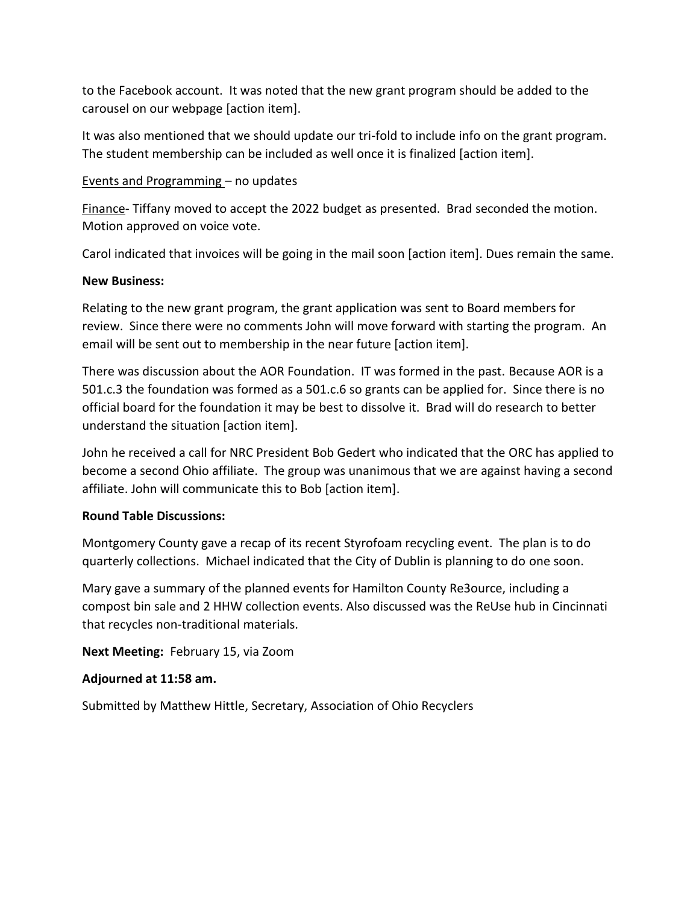to the Facebook account. It was noted that the new grant program should be added to the carousel on our webpage [action item].

It was also mentioned that we should update our tri-fold to include info on the grant program. The student membership can be included as well once it is finalized [action item].

<u>Events and Programming</u> – no updates

<u>Finance</u>- Tiffany moved to accept the 2022 budget as presented. Brad seconded the motion. Motion approved on voice vote.

Carol indicated that invoices will be going in the mail soon [action item]. Dues remain the same.

**New Business:**

Relating to the new grant program, the grant application was sent to Board members for review. Since there were no comments John will move forward with starting the program. An email will be sent out to membership in the near future [action item].

There was discussion about the AOR Foundation. IT was formed in the past. Because AOR is a 501.c.3 the foundation was formed as a 501.c.6 so grants can be applied for. Since there is no official board for the foundation it may be best to dissolve it. Brad will do research to better understand the situation [action item].

John he received a call for NRC President Bob Gedert who indicated that the ORC has applied to become a second Ohio affiliate. The group was unanimous that we are against having a second affiliate. John will communicate this to Bob [action item].

**Round Table Discussions:**

Montgomery County gave a recap of its recent Styrofoam recycling event. The plan is to do quarterly collections. Michael indicated that the City of Dublin is planning to do one soon.

Mary gave a summary of the planned events for Hamilton County Re3ource, including a compost bin sale and 2 HHW collection events. Also discussed was the ReUse hub in Cincinnati that recycles non-traditional materials.

**Next Meeting:** February 15, via Zoom

**Adjourned at 11:58 am.**

Submitted by Matthew Hittle, Secretary, Association of Ohio Recyclers